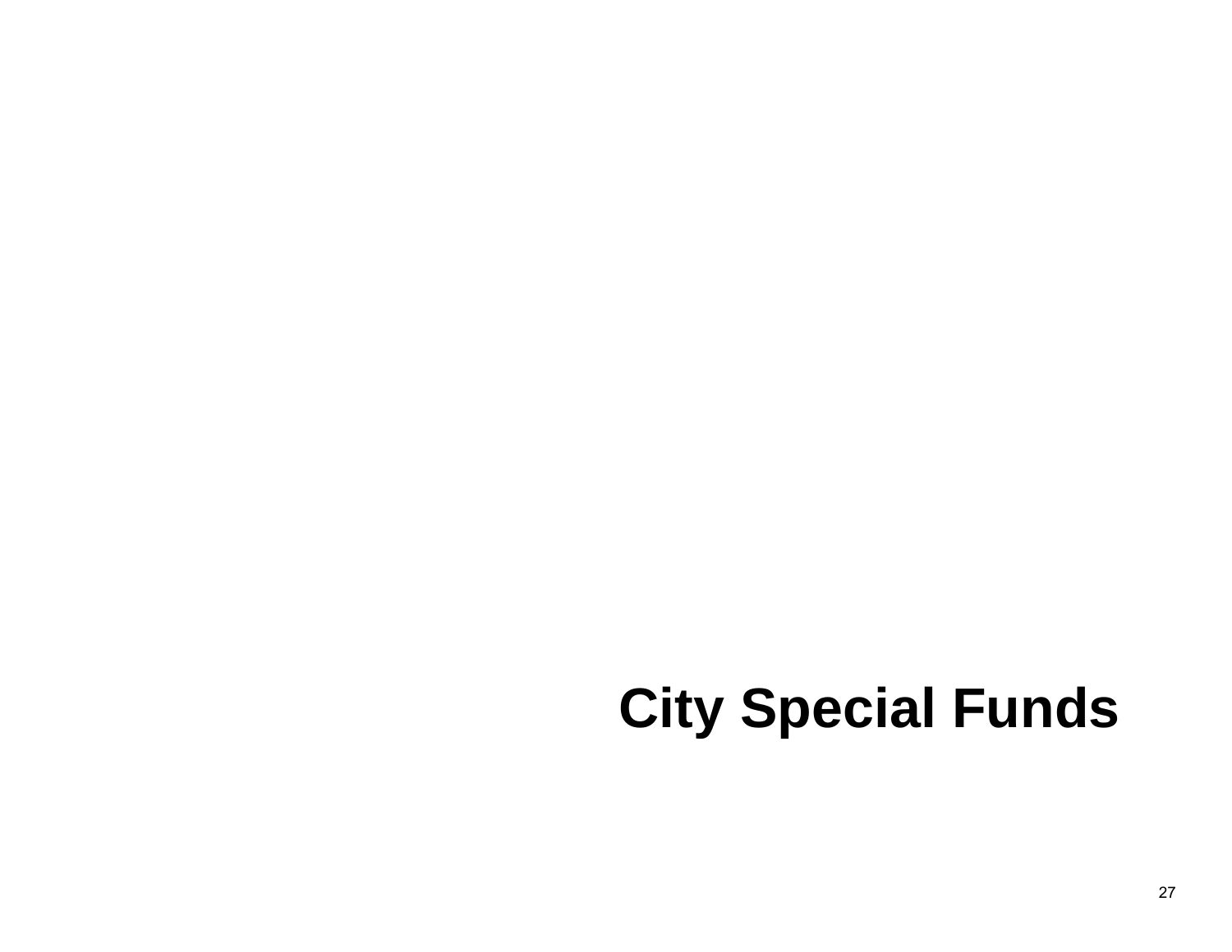# City Special Funds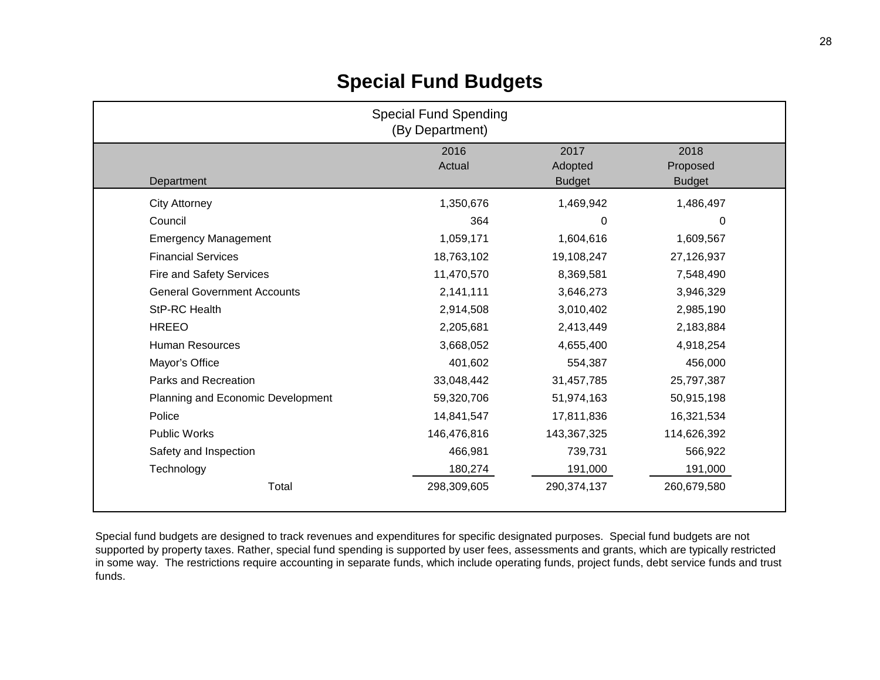# Special Fund Budgets

| Special Fund Spending (By Department) | | | |
|---|---|---|---|
| Department | 2016 Actual | 2017 Adopted Budget | 2018 Proposed Budget |
| City Attorney | 1,350,676 | 1,469,942 | 1,486,497 |
| Council | 364 | 0 | 0 |
| Emergency Management | 1,059,171 | 1,604,616 | 1,609,567 |
| Financial Services | 18,763,102 | 19,108,247 | 27,126,937 |
| Fire and Safety Services | 11,470,570 | 8,369,581 | 7,548,490 |
| General Government Accounts | 2,141,111 | 3,646,273 | 3,946,329 |
| StP-RC Health | 2,914,508 | 3,010,402 | 2,985,190 |
| HREEO | 2,205,681 | 2,413,449 | 2,183,884 |
| Human Resources | 3,668,052 | 4,655,400 | 4,918,254 |
| Mayor's Office | 401,602 | 554,387 | 456,000 |
| Parks and Recreation | 33,048,442 | 31,457,785 | 25,797,387 |
| Planning and Economic Development | 59,320,706 | 51,974,163 | 50,915,198 |
| Police | 14,841,547 | 17,811,836 | 16,321,534 |
| Public Works | 146,476,816 | 143,367,325 | 114,626,392 |
| Safety and Inspection | 466,981 | 739,731 | 566,922 |
| Technology | 180,274 | 191,000 | 191,000 |
| Total | 298,309,605 | 290,374,137 | 260,679,580 |

Special fund budgets are designed to track revenues and expenditures for specific designated purposes. Special fund budgets are not supported by property taxes. Rather, special fund spending is supported by user fees, assessments and grants, which are typically restricted in some way. The restrictions require accounting in separate funds, which include operating funds, project funds, debt service funds and trust funds.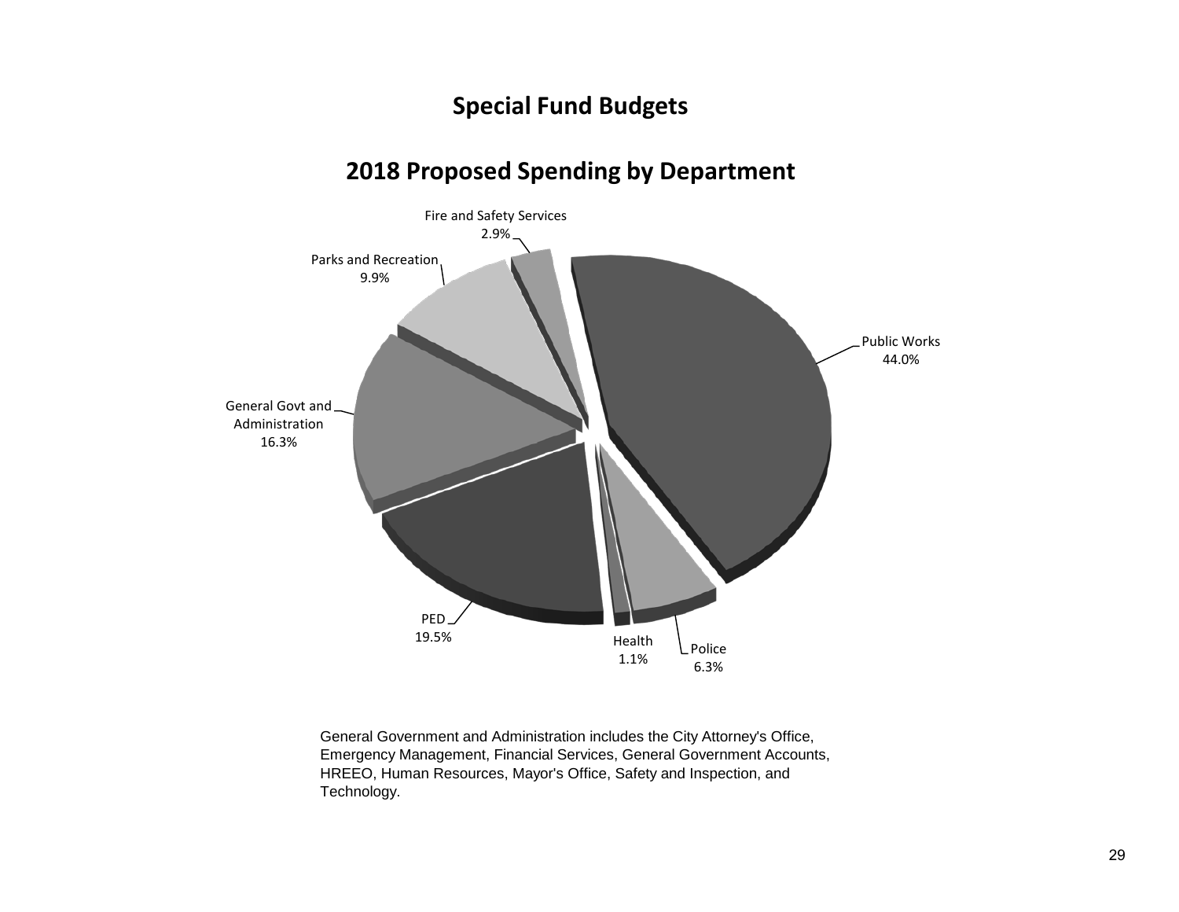## Special Fund Budgets

## 2018 Proposed Spending by Department

| Department | Percent |
|---|---|
| Public Works | 44.0% |
| PED | 19.5% |
| General Govt and Administration | 16.3% |
| Parks and Recreation | 9.9% |
| Police | 6.3% |
| Fire and Safety Services | 2.9% |
| Health | 1.1% |

General Government and Administration includes the City Attorney's Office, Emergency Management, Financial Services, General Government Accounts, HREEO, Human Resources, Mayor's Office, Safety and Inspection, and Technology.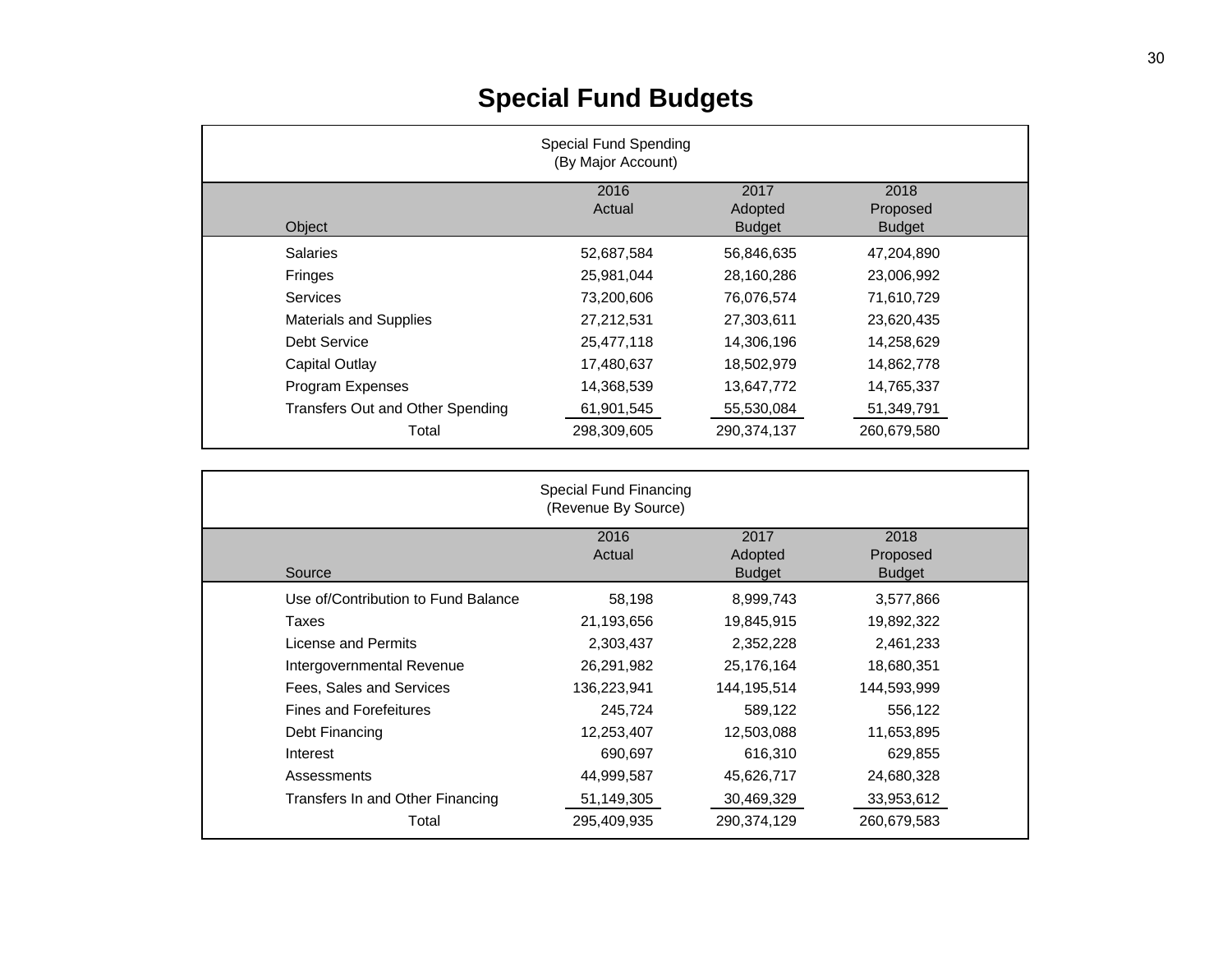# Special Fund Budgets

Special Fund Spending
(By Major Account)

| Object | 2016 Actual | 2017 Adopted Budget | 2018 Proposed Budget |
|---|---|---|---|
| Salaries | 52,687,584 | 56,846,635 | 47,204,890 |
| Fringes | 25,981,044 | 28,160,286 | 23,006,992 |
| Services | 73,200,606 | 76,076,574 | 71,610,729 |
| Materials and Supplies | 27,212,531 | 27,303,611 | 23,620,435 |
| Debt Service | 25,477,118 | 14,306,196 | 14,258,629 |
| Capital Outlay | 17,480,637 | 18,502,979 | 14,862,778 |
| Program Expenses | 14,368,539 | 13,647,772 | 14,765,337 |
| Transfers Out and Other Spending | 61,901,545 | 55,530,084 | 51,349,791 |
| Total | 298,309,605 | 290,374,137 | 260,679,580 |

Special Fund Financing
(Revenue By Source)

| Source | 2016 Actual | 2017 Adopted Budget | 2018 Proposed Budget |
|---|---|---|---|
| Use of/Contribution to Fund Balance | 58,198 | 8,999,743 | 3,577,866 |
| Taxes | 21,193,656 | 19,845,915 | 19,892,322 |
| License and Permits | 2,303,437 | 2,352,228 | 2,461,233 |
| Intergovernmental Revenue | 26,291,982 | 25,176,164 | 18,680,351 |
| Fees, Sales and Services | 136,223,941 | 144,195,514 | 144,593,999 |
| Fines and Forefeitures | 245,724 | 589,122 | 556,122 |
| Debt Financing | 12,253,407 | 12,503,088 | 11,653,895 |
| Interest | 690,697 | 616,310 | 629,855 |
| Assessments | 44,999,587 | 45,626,717 | 24,680,328 |
| Transfers In and Other Financing | 51,149,305 | 30,469,329 | 33,953,612 |
| Total | 295,409,935 | 290,374,129 | 260,679,583 |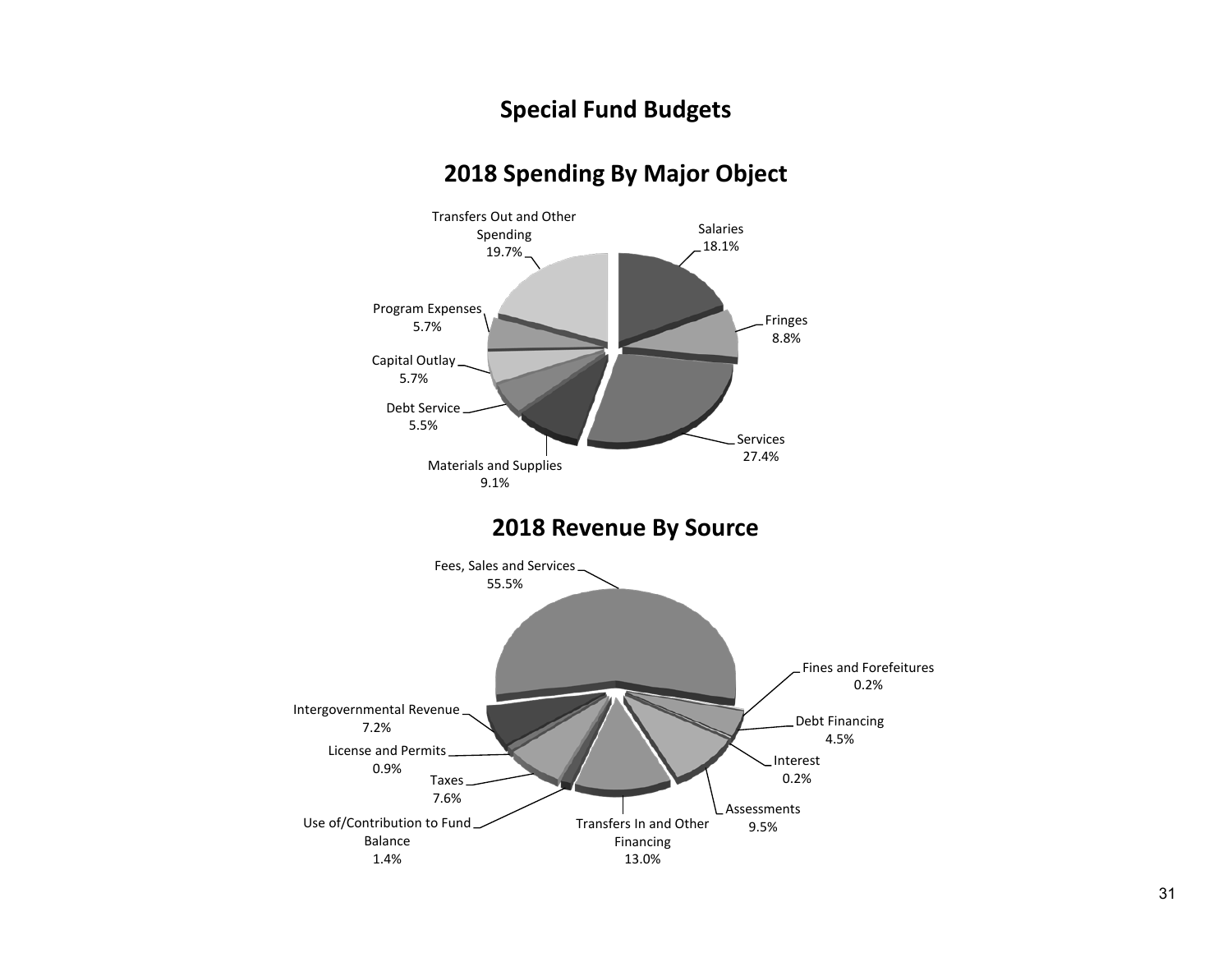# Special Fund Budgets

## 2018 Spending By Major Object

Transfers Out and Other Spending
19.7%

Salaries
18.1%

Fringes
8.8%

Program Expenses
5.7%

Capital Outlay
5.7%

Debt Service
5.5%

Services
27.4%

Materials and Supplies
9.1%

## 2018 Revenue By Source

Fees, Sales and Services
55.5%

Fines and Forefeitures
0.2%

Intergovernmental Revenue
7.2%

Debt Financing
4.5%

License and Permits
0.9%

Interest
0.2%

Taxes
7.6%

Assessments
9.5%

Use of/Contribution to Fund Balance
1.4%

Transfers In and Other Financing
13.0%